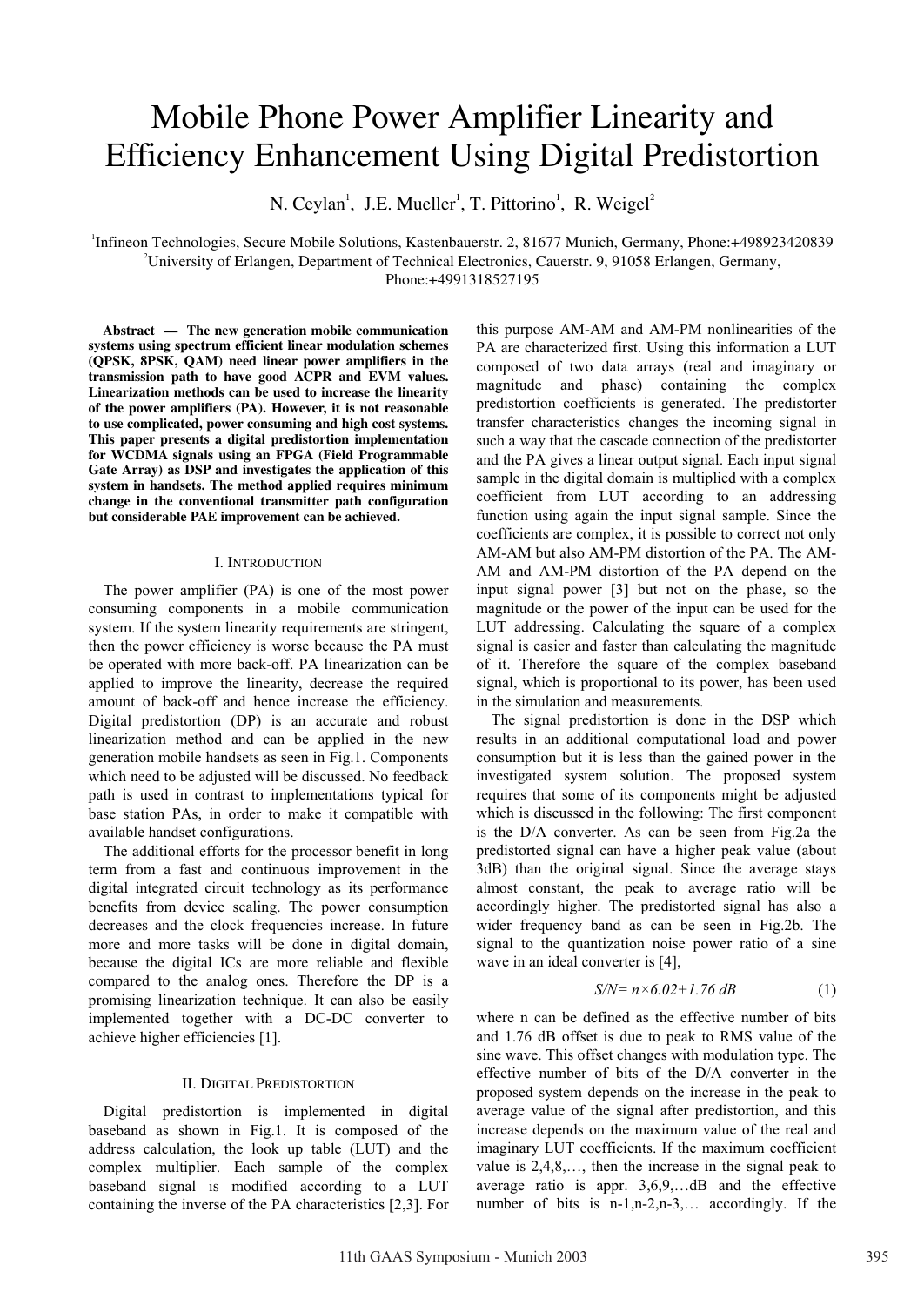# Mobile Phone Power Amplifier Linearity and Efficiency Enhancement Using Digital Predistortion

N. Ceylan[1], J.E. Mueller[1], T. Pittorino[1], R. Weigel[2]

[1]Infineon Technologies, Secure Mobile Solutions, Kastenbauerstr. 2, 81677 Munich, Germany, Phone:+498923420839
[2]University of Erlangen, Department of Technical Electronics, Cauerstr. 9, 91058 Erlangen, Germany, Phone:+4991318527195

**Abstract — The new generation mobile communication systems using spectrum efficient linear modulation schemes (QPSK, 8PSK, QAM) need linear power amplifiers in the transmission path to have good ACPR and EVM values. Linearization methods can be used to increase the linearity of the power amplifiers (PA). However, it is not reasonable to use complicated, power consuming and high cost systems. This paper presents a digital predistortion implementation for WCDMA signals using an FPGA (Field Programmable Gate Array) as DSP and investigates the application of this system in handsets. The method applied requires minimum change in the conventional transmitter path configuration but considerable PAE improvement can be achieved.**

## I. Introduction

The power amplifier (PA) is one of the most power consuming components in a mobile communication system. If the system linearity requirements are stringent, then the power efficiency is worse because the PA must be operated with more back-off. PA linearization can be applied to improve the linearity, decrease the required amount of back-off and hence increase the efficiency. Digital predistortion (DP) is an accurate and robust linearization method and can be applied in the new generation mobile handsets as seen in Fig.1. Components which need to be adjusted will be discussed. No feedback path is used in contrast to implementations typical for base station PAs, in order to make it compatible with available handset configurations.

The additional efforts for the processor benefit in long term from a fast and continuous improvement in the digital integrated circuit technology as its performance benefits from device scaling. The power consumption decreases and the clock frequencies increase. In future more and more tasks will be done in digital domain, because the digital ICs are more reliable and flexible compared to the analog ones. Therefore the DP is a promising linearization technique. It can also be easily implemented together with a DC-DC converter to achieve higher efficiencies [1].

## II. Digital Predistortion

Digital predistortion is implemented in digital baseband as shown in Fig.1. It is composed of the address calculation, the look up table (LUT) and the complex multiplier. Each sample of the complex baseband signal is modified according to a LUT containing the inverse of the PA characteristics [2,3]. For this purpose AM-AM and AM-PM nonlinearities of the PA are characterized first. Using this information a LUT composed of two data arrays (real and imaginary or magnitude and phase) containing the complex predistortion coefficients is generated. The predistorter transfer characteristics changes the incoming signal in such a way that the cascade connection of the predistorter and the PA gives a linear output signal. Each input signal sample in the digital domain is multiplied with a complex coefficient from LUT according to an addressing function using again the input signal sample. Since the coefficients are complex, it is possible to correct not only AM-AM but also AM-PM distortion of the PA. The AM-AM and AM-PM distortion of the PA depend on the input signal power [3] but not on the phase, so the magnitude or the power of the input can be used for the LUT addressing. Calculating the square of a complex signal is easier and faster than calculating the magnitude of it. Therefore the square of the complex baseband signal, which is proportional to its power, has been used in the simulation and measurements.

The signal predistortion is done in the DSP which results in an additional computational load and power consumption but it is less than the gained power in the investigated system solution. The proposed system requires that some of its components might be adjusted which is discussed in the following: The first component is the D/A converter. As can be seen from Fig.2a the predistorted signal can have a higher peak value (about 3dB) than the original signal. Since the average stays almost constant, the peak to average ratio will be accordingly higher. The predistorted signal has also a wider frequency band as can be seen in Fig.2b. The signal to the quantization noise power ratio of a sine wave in an ideal converter is [4],

$$S/N = n \times 6.02 + 1.76 \text{ dB} \tag{1}$$

where n can be defined as the effective number of bits and 1.76 dB offset is due to peak to RMS value of the sine wave. This offset changes with modulation type. The effective number of bits of the D/A converter in the proposed system depends on the increase in the peak to average value of the signal after predistortion, and this increase depends on the maximum value of the real and imaginary LUT coefficients. If the maximum coefficient value is 2,4,8,…, then the increase in the signal peak to average ratio is appr. 3,6,9,…dB and the effective number of bits is n-1,n-2,n-3,… accordingly. If the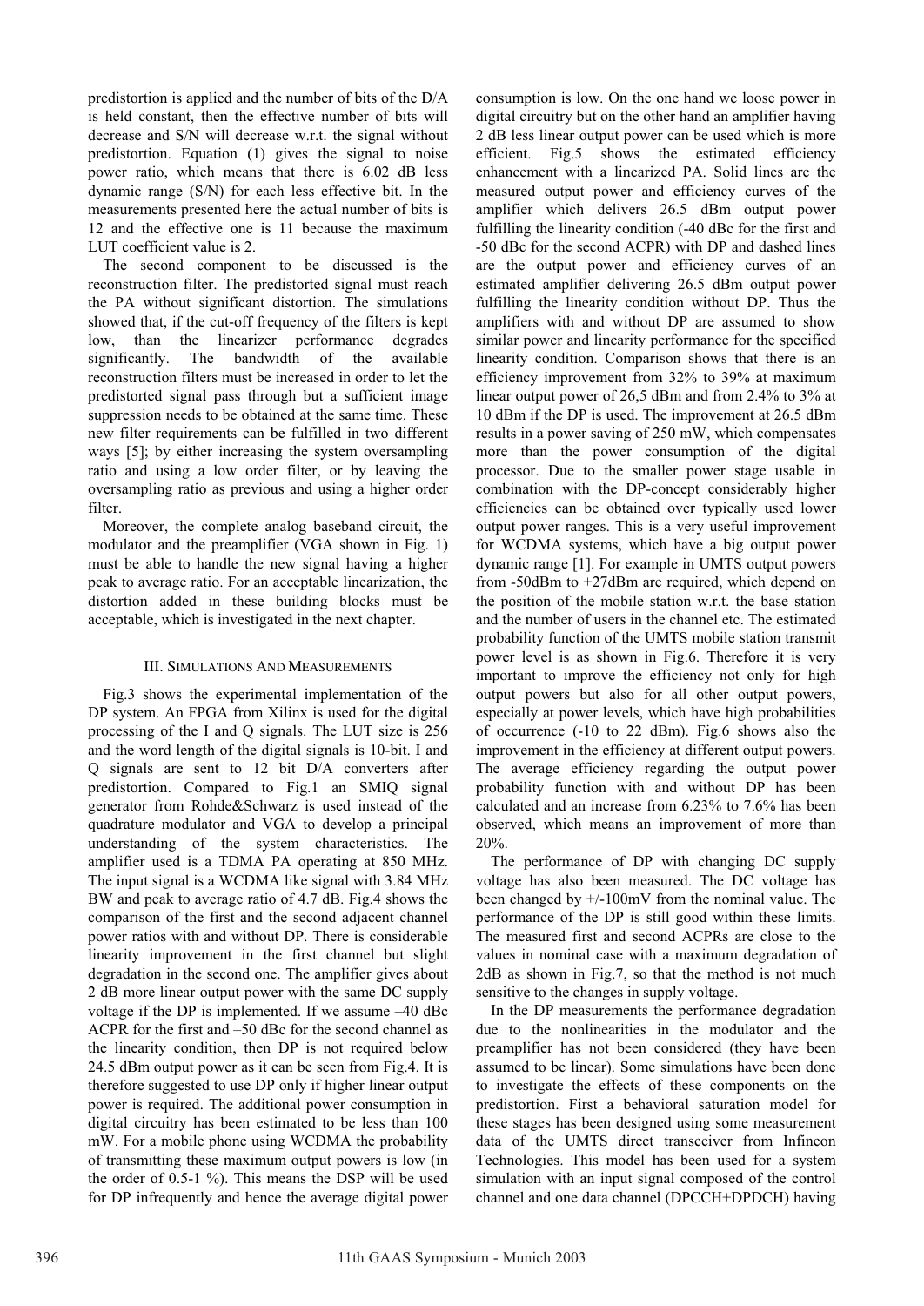predistortion is applied and the number of bits of the D/A is held constant, then the effective number of bits will decrease and S/N will decrease w.r.t. the signal without predistortion. Equation (1) gives the signal to noise power ratio, which means that there is 6.02 dB less dynamic range (S/N) for each less effective bit. In the measurements presented here the actual number of bits is 12 and the effective one is 11 because the maximum LUT coefficient value is 2.

The second component to be discussed is the reconstruction filter. The predistorted signal must reach the PA without significant distortion. The simulations showed that, if the cut-off frequency of the filters is kept low, than the linearizer performance degrades significantly. The bandwidth of the available reconstruction filters must be increased in order to let the predistorted signal pass through but a sufficient image suppression needs to be obtained at the same time. These new filter requirements can be fulfilled in two different ways [5]; by either increasing the system oversampling ratio and using a low order filter, or by leaving the oversampling ratio as previous and using a higher order filter.

Moreover, the complete analog baseband circuit, the modulator and the preamplifier (VGA shown in Fig. 1) must be able to handle the new signal having a higher peak to average ratio. For an acceptable linearization, the distortion added in these building blocks must be acceptable, which is investigated in the next chapter.

## III. Simulations And Measurements

Fig.3 shows the experimental implementation of the DP system. An FPGA from Xilinx is used for the digital processing of the I and Q signals. The LUT size is 256 and the word length of the digital signals is 10-bit. I and Q signals are sent to 12 bit D/A converters after predistortion. Compared to Fig.1 an SMIQ signal generator from Rohde&Schwarz is used instead of the quadrature modulator and VGA to develop a principal understanding of the system characteristics. The amplifier used is a TDMA PA operating at 850 MHz. The input signal is a WCDMA like signal with 3.84 MHz BW and peak to average ratio of 4.7 dB. Fig.4 shows the comparison of the first and the second adjacent channel power ratios with and without DP. There is considerable linearity improvement in the first channel but slight degradation in the second one. The amplifier gives about 2 dB more linear output power with the same DC supply voltage if the DP is implemented. If we assume –40 dBc ACPR for the first and –50 dBc for the second channel as the linearity condition, then DP is not required below 24.5 dBm output power as it can be seen from Fig.4. It is therefore suggested to use DP only if higher linear output power is required. The additional power consumption in digital circuitry has been estimated to be less than 100 mW. For a mobile phone using WCDMA the probability of transmitting these maximum output powers is low (in the order of 0.5-1 %). This means the DSP will be used for DP infrequently and hence the average digital power consumption is low. On the one hand we loose power in digital circuitry but on the other hand an amplifier having 2 dB less linear output power can be used which is more efficient. Fig.5 shows the estimated efficiency enhancement with a linearized PA. Solid lines are the measured output power and efficiency curves of the amplifier which delivers 26.5 dBm output power fulfilling the linearity condition (-40 dBc for the first and -50 dBc for the second ACPR) with DP and dashed lines are the output power and efficiency curves of an estimated amplifier delivering 26.5 dBm output power fulfilling the linearity condition without DP. Thus the amplifiers with and without DP are assumed to show similar power and linearity performance for the specified linearity condition. Comparison shows that there is an efficiency improvement from 32% to 39% at maximum linear output power of 26,5 dBm and from 2.4% to 3% at 10 dBm if the DP is used. The improvement at 26.5 dBm results in a power saving of 250 mW, which compensates more than the power consumption of the digital processor. Due to the smaller power stage usable in combination with the DP-concept considerably higher efficiencies can be obtained over typically used lower output power ranges. This is a very useful improvement for WCDMA systems, which have a big output power dynamic range [1]. For example in UMTS output powers from -50dBm to +27dBm are required, which depend on the position of the mobile station w.r.t. the base station and the number of users in the channel etc. The estimated probability function of the UMTS mobile station transmit power level is as shown in Fig.6. Therefore it is very important to improve the efficiency not only for high output powers but also for all other output powers, especially at power levels, which have high probabilities of occurrence (-10 to 22 dBm). Fig.6 shows also the improvement in the efficiency at different output powers. The average efficiency regarding the output power probability function with and without DP has been calculated and an increase from 6.23% to 7.6% has been observed, which means an improvement of more than 20%.

The performance of DP with changing DC supply voltage has also been measured. The DC voltage has been changed by +/-100mV from the nominal value. The performance of the DP is still good within these limits. The measured first and second ACPRs are close to the values in nominal case with a maximum degradation of 2dB as shown in Fig.7, so that the method is not much sensitive to the changes in supply voltage.

In the DP measurements the performance degradation due to the nonlinearities in the modulator and the preamplifier has not been considered (they have been assumed to be linear). Some simulations have been done to investigate the effects of these components on the predistortion. First a behavioral saturation model for these stages has been designed using some measurement data of the UMTS direct transceiver from Infineon Technologies. This model has been used for a system simulation with an input signal composed of the control channel and one data channel (DPCCH+DPDCH) having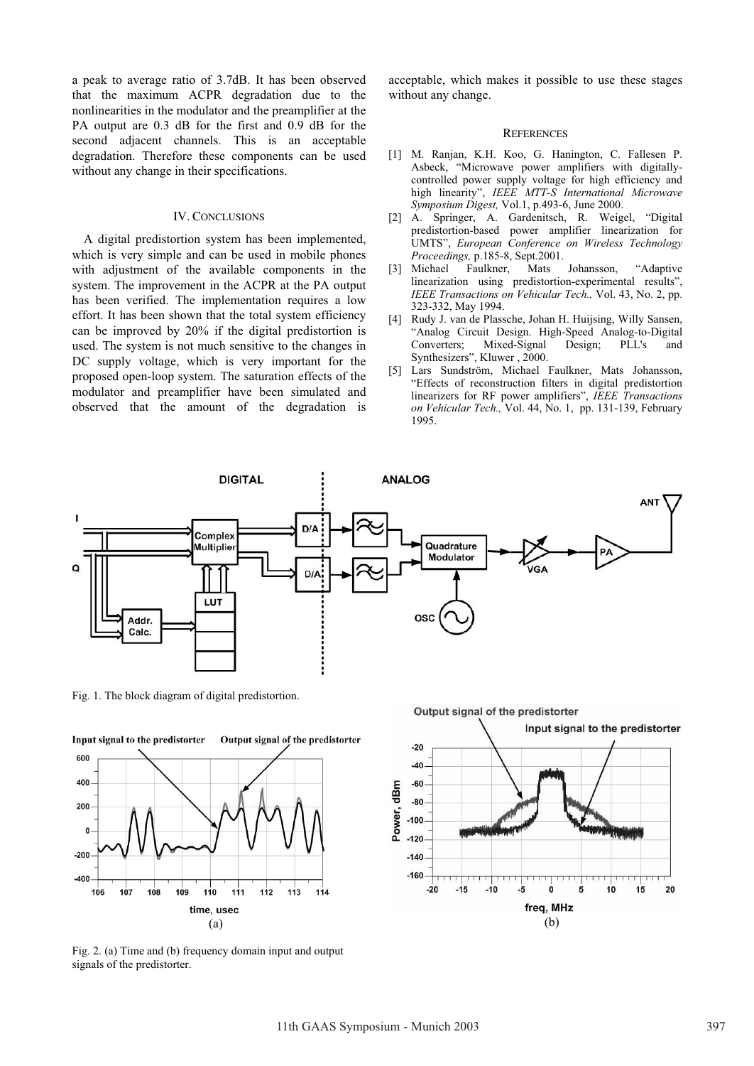a peak to average ratio of 3.7dB. It has been observed that the maximum ACPR degradation due to the nonlinearities in the modulator and the preamplifier at the PA output are 0.3 dB for the first and 0.9 dB for the second adjacent channels. This is an acceptable degradation. Therefore these components can be used without any change in their specifications.

## IV. Conclusions

A digital predistortion system has been implemented, which is very simple and can be used in mobile phones with adjustment of the available components in the system. The improvement in the ACPR at the PA output has been verified. The implementation requires a low effort. It has been shown that the total system efficiency can be improved by 20% if the digital predistortion is used. The system is not much sensitive to the changes in DC supply voltage, which is very important for the proposed open-loop system. The saturation effects of the modulator and preamplifier have been simulated and observed that the amount of the degradation is acceptable, which makes it possible to use these stages without any change.

## References

[1] M. Ranjan, K.H. Koo, G. Hanington, C. Fallesen P. Asbeck, "Microwave power amplifiers with digitally-controlled power supply voltage for high efficiency and high linearity", *IEEE MTT-S International Microwave Symposium Digest,* Vol.1, p.493-6, June 2000.

[2] A. Springer, A. Gardenitsch, R. Weigel, "Digital predistortion-based power amplifier linearization for UMTS", *European Conference on Wireless Technology Proceedings,* p.185-8, Sept.2001.

[3] Michael Faulkner, Mats Johansson, "Adaptive linearization using predistortion-experimental results", *IEEE Transactions on Vehicular Tech.,* Vol. 43, No. 2, pp. 323-332, May 1994.

[4] Rudy J. van de Plassche, Johan H. Huijsing, Willy Sansen, "Analog Circuit Design. High-Speed Analog-to-Digital Converters; Mixed-Signal Design; PLL's and Synthesizers", Kluwer , 2000.

[5] Lars Sundström, Michael Faulkner, Mats Johansson, "Effects of reconstruction filters in digital predistortion linearizers for RF power amplifiers", *IEEE Transactions on Vehicular Tech.,* Vol. 44, No. 1, pp. 131-139, February 1995.

Fig. 1. The block diagram of digital predistortion.

Fig. 2. (a) Time and (b) frequency domain input and output signals of the predistorter.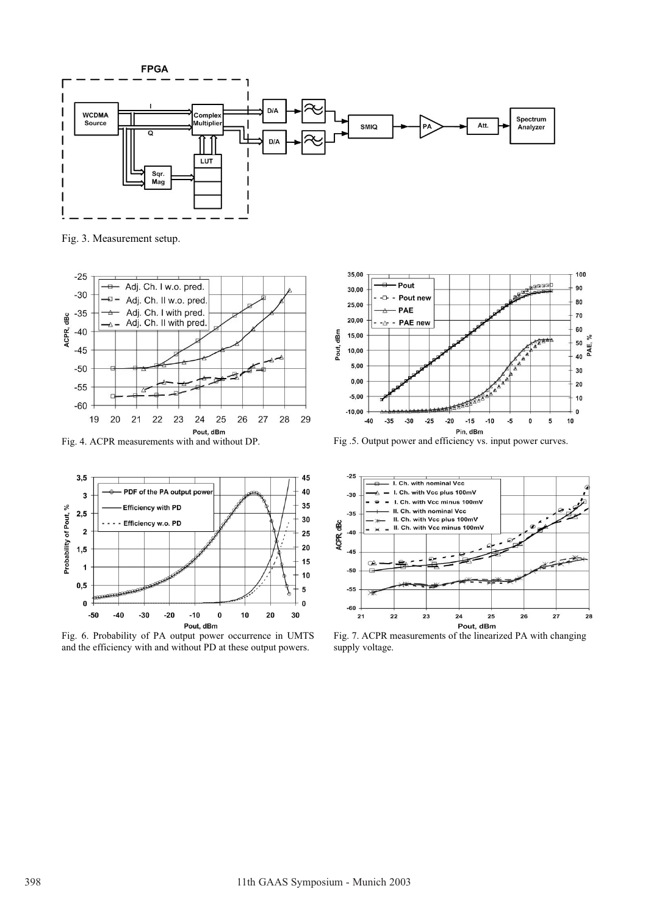FPGA

WCDMA Source

I

Q

Complex Multiplier

Sqr. Mag

LUT

D/A

D/A

SMIQ

PA

Att.

Spectrum Analyzer

Fig. 3. Measurement setup.

ACPR, dBc

-25
-30
-35
-40
-45
-50
-55
-60

19 20 21 22 23 24 25 26 27 28 29

Pout, dBm

Adj. Ch. I w.o. pred.
Adj. Ch. II w.o. pred.
Adj. Ch. I with pred.
Adj. Ch. II with pred.

Fig. 4. ACPR measurements with and without DP.

Pout, dBm

35,00
30,00
25,00
20,00
15,00
10,00
5,00
0,00
-5,00
-10,00

PAE, %

100
90
80
70
60
50
40
30
20
10
0

-40 -35 -30 -25 -20 -15 -10 -5 0 5 10

Pin, dBm

Pout
Pout new
PAE
PAE new

Fig .5. Output power and efficiency vs. input power curves.

Probability of Pout, %

3,5
3
2,5
2
1,5
1
0,5
0

45
40
35
30
25
20
15
10
5
0

-50 -40 -30 -20 -10 0 10 20 30

Pout, dBm

PDF of the PA output power
Efficiency with PD
Efficiency w.o. PD

Fig. 6. Probability of PA output power occurrence in UMTS and the efficiency with and without PD at these output powers.

ACPR, dBc

-25
-30
-35
-40
-45
-50
-55
-60

21 22 23 24 25 26 27 28

Pout, dBm

I. Ch. with nominal Vcc
I. Ch. with Vcc plus 100mV
I. Ch. with Vcc minus 100mV
II. Ch. with nominal Vcc
II. Ch. with Vcc plus 100mV
II. Ch. with Vcc minus 100mV

Fig. 7. ACPR measurements of the linearized PA with changing supply voltage.